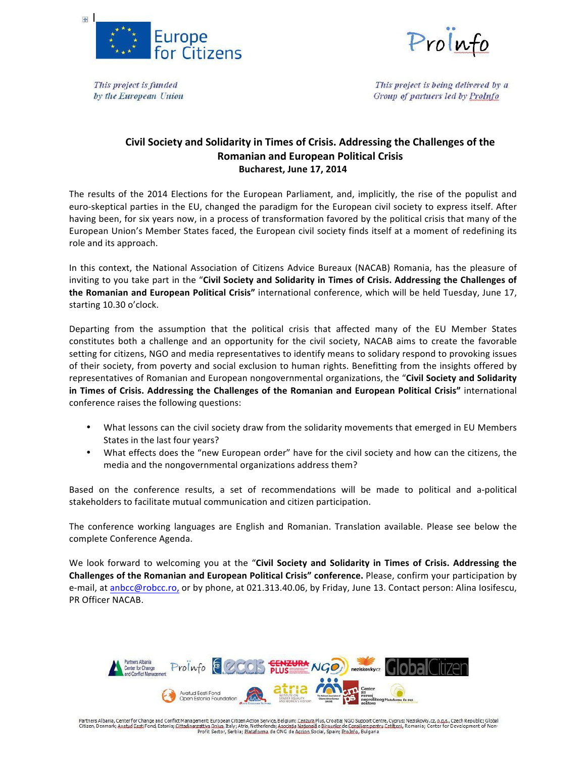Europe for Citizens

*This project is funded by the European Union*

ProInfo

*This project is being delivered by a Group of partners led by ProInfo*

# Civil Society and Solidarity in Times of Crisis. Addressing the Challenges of the Romanian and European Political Crisis

**Bucharest, June 17, 2014**

The results of the 2014 Elections for the European Parliament, and, implicitly, the rise of the populist and euro-skeptical parties in the EU, changed the paradigm for the European civil society to express itself. After having been, for six years now, in a process of transformation favored by the political crisis that many of the European Union's Member States faced, the European civil society finds itself at a moment of redefining its role and its approach.

In this context, the National Association of Citizens Advice Bureaux (NACAB) Romania, has the pleasure of inviting to you take part in the "**Civil Society and Solidarity in Times of Crisis. Addressing the Challenges of the Romanian and European Political Crisis"** international conference, which will be held Tuesday, June 17, starting 10.30 o'clock.

Departing from the assumption that the political crisis that affected many of the EU Member States constitutes both a challenge and an opportunity for the civil society, NACAB aims to create the favorable setting for citizens, NGO and media representatives to identify means to solidary respond to provoking issues of their society, from poverty and social exclusion to human rights. Benefitting from the insights offered by representatives of Romanian and European nongovernmental organizations, the "**Civil Society and Solidarity in Times of Crisis. Addressing the Challenges of the Romanian and European Political Crisis"** international conference raises the following questions:

- What lessons can the civil society draw from the solidarity movements that emerged in EU Members States in the last four years?
- What effects does the "new European order" have for the civil society and how can the citizens, the media and the nongovernmental organizations address them?

Based on the conference results, a set of recommendations will be made to political and a-political stakeholders to facilitate mutual communication and citizen participation.

The conference working languages are English and Romanian. Translation available. Please see below the complete Conference Agenda.

We look forward to welcoming you at the "**Civil Society and Solidarity in Times of Crisis. Addressing the Challenges of the Romanian and European Political Crisis" conference.** Please, confirm your participation by e-mail, at anbcc@robcc.ro, or by phone, at 021.313.40.06, by Friday, June 13. Contact person: Alina Iosifescu, PR Officer NACAB.

Partners Albania, Center for Change and Conflict Management: European Citizen Action Service, Belgium; Cenzura Plus, Croatia; NGO Support Centre, Cyprus; Neziskovky.cz, o.p.s., Czech Republic; Global Citizen, Denmark; Avatud Eesti Fond, Estonia; Cittadinanzattiva Onlus, Italy; Atria, Netherlands; Asociația Națională a Birourilor de Consiliere pentru Cetățeni, Romania; Center for Development of Non-Profit Sector, Serbia; Plataforma de ONG de Accion Social, Spain; ProInfo, Bulgaria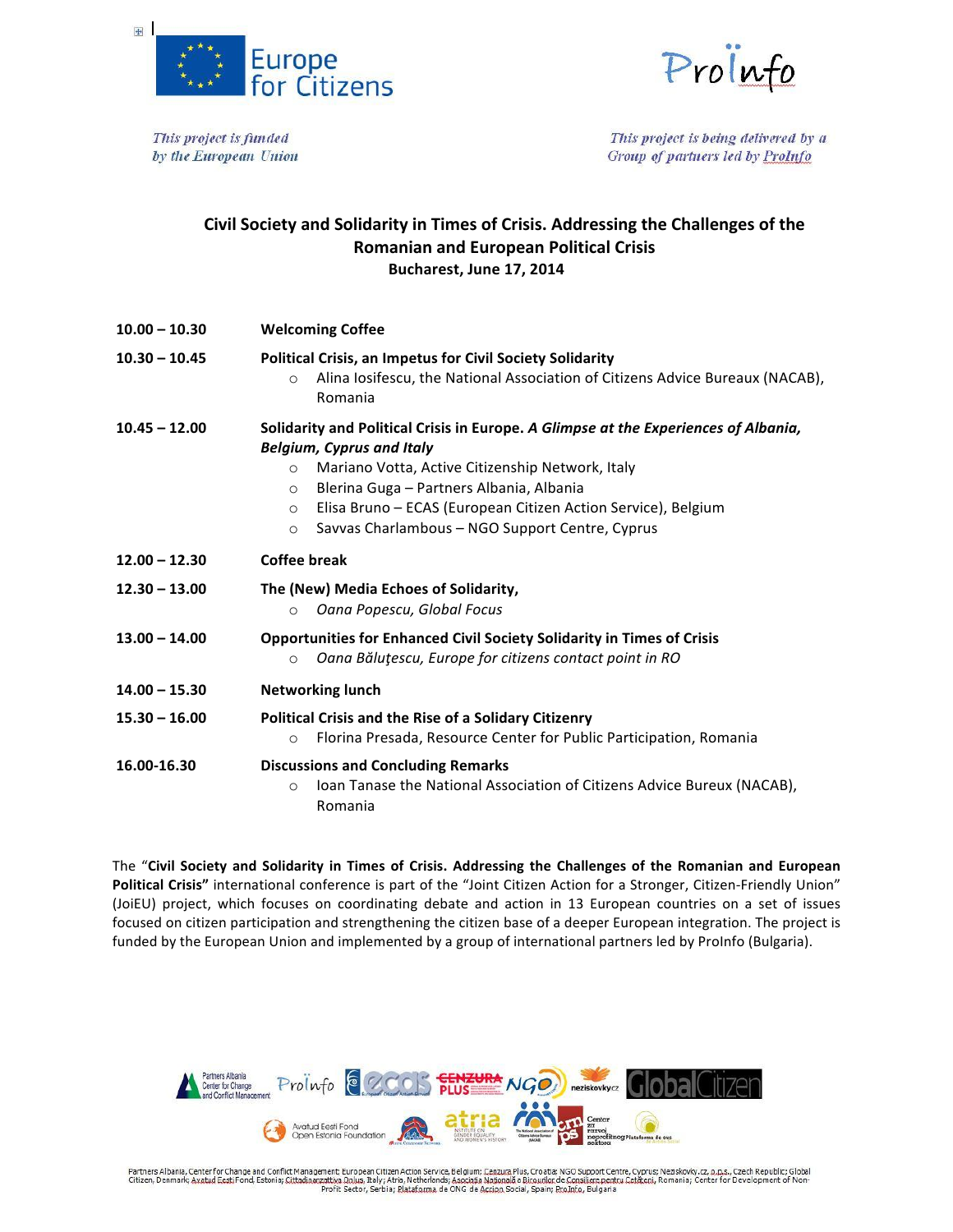Europe for Citizens

*This project is funded by the European Union*

ProInfo

*This project is being delivered by a Group of partners led by ProInfo*

## Civil Society and Solidarity in Times of Crisis. Addressing the Challenges of the Romanian and European Political Crisis

**Bucharest, June 17, 2014**

| | |
|---|---|
| **10.00 – 10.30** | **Welcoming Coffee** |
| **10.30 – 10.45** | **Political Crisis, an Impetus for Civil Society Solidarity**<br>○ Alina Iosifescu, the National Association of Citizens Advice Bureaux (NACAB), Romania |
| **10.45 – 12.00** | **Solidarity and Political Crisis in Europe. *A Glimpse at the Experiences of Albania, Belgium, Cyprus and Italy***<br>○ Mariano Votta, Active Citizenship Network, Italy<br>○ Blerina Guga – Partners Albania, Albania<br>○ Elisa Bruno – ECAS (European Citizen Action Service), Belgium<br>○ Savvas Charlambous – NGO Support Centre, Cyprus |
| **12.00 – 12.30** | **Coffee break** |
| **12.30 – 13.00** | **The (New) Media Echoes of Solidarity,**<br>○ *Oana Popescu, Global Focus* |
| **13.00 – 14.00** | **Opportunities for Enhanced Civil Society Solidarity in Times of Crisis**<br>○ *Oana Băluţescu, Europe for citizens contact point in RO* |
| **14.00 – 15.30** | **Networking lunch** |
| **15.30 – 16.00** | **Political Crisis and the Rise of a Solidary Citizenry**<br>○ Florina Presada, Resource Center for Public Participation, Romania |
| **16.00-16.30** | **Discussions and Concluding Remarks**<br>○ Ioan Tanase the National Association of Citizens Advice Bureux (NACAB), Romania |

The "**Civil Society and Solidarity in Times of Crisis. Addressing the Challenges of the Romanian and European Political Crisis"** international conference is part of the "Joint Citizen Action for a Stronger, Citizen-Friendly Union" (JoiEU) project, which focuses on coordinating debate and action in 13 European countries on a set of issues focused on citizen participation and strengthening the citizen base of a deeper European integration. The project is funded by the European Union and implemented by a group of international partners led by ProInfo (Bulgaria).

Partners Albania, Center for Change and Conflict Management: European Citizen Action Service, Belgium; Cenzura Plus, Croatia; NGO Support Centre, Cyprus; Neziskovky.cz, o.p.s., Czech Republic; Global Citizen, Denmark; Avatud Eesti Fond, Estonia; Cittadinanzattiva Onlus, Italy; Atria, Netherlands; Asociaţia Naţională a Birourilor de Consiliere pentru Cetăţeni, Romania; Center for Development of Non-Profit Sector, Serbia; Plataforma de ONG de Acción Social, Spain; ProInfo, Bulgaria